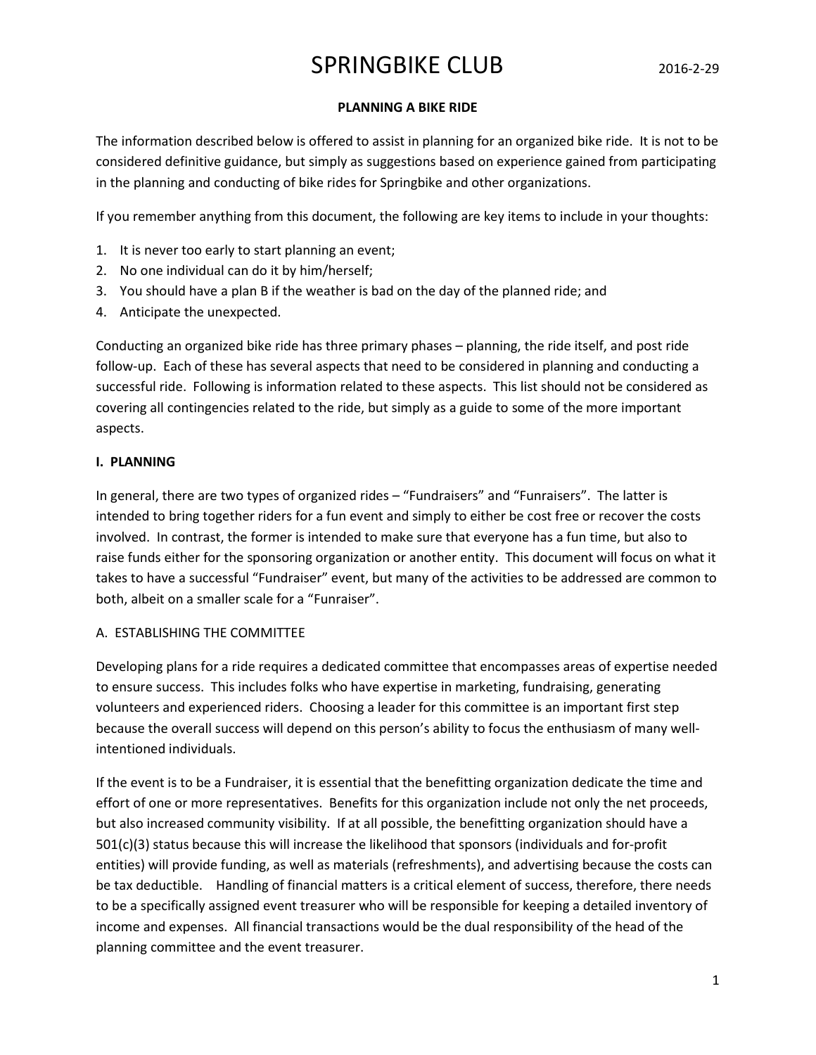# SPRINGBIKE CLUB

2016-2-29

## PLANNING A BIKE RIDE

The information described below is offered to assist in planning for an organized bike ride. It is not to be considered definitive guidance, but simply as suggestions based on experience gained from participating in the planning and conducting of bike rides for Springbike and other organizations.

If you remember anything from this document, the following are key items to include in your thoughts:

1. It is never too early to start planning an event;
2. No one individual can do it by him/herself;
3. You should have a plan B if the weather is bad on the day of the planned ride; and
4. Anticipate the unexpected.

Conducting an organized bike ride has three primary phases – planning, the ride itself, and post ride follow-up. Each of these has several aspects that need to be considered in planning and conducting a successful ride. Following is information related to these aspects. This list should not be considered as covering all contingencies related to the ride, but simply as a guide to some of the more important aspects.

### I. PLANNING

In general, there are two types of organized rides – "Fundraisers" and "Funraisers". The latter is intended to bring together riders for a fun event and simply to either be cost free or recover the costs involved. In contrast, the former is intended to make sure that everyone has a fun time, but also to raise funds either for the sponsoring organization or another entity. This document will focus on what it takes to have a successful "Fundraiser" event, but many of the activities to be addressed are common to both, albeit on a smaller scale for a "Funraiser".

#### A. ESTABLISHING THE COMMITTEE

Developing plans for a ride requires a dedicated committee that encompasses areas of expertise needed to ensure success. This includes folks who have expertise in marketing, fundraising, generating volunteers and experienced riders. Choosing a leader for this committee is an important first step because the overall success will depend on this person's ability to focus the enthusiasm of many well-intentioned individuals.

If the event is to be a Fundraiser, it is essential that the benefitting organization dedicate the time and effort of one or more representatives. Benefits for this organization include not only the net proceeds, but also increased community visibility. If at all possible, the benefitting organization should have a 501(c)(3) status because this will increase the likelihood that sponsors (individuals and for-profit entities) will provide funding, as well as materials (refreshments), and advertising because the costs can be tax deductible. Handling of financial matters is a critical element of success, therefore, there needs to be a specifically assigned event treasurer who will be responsible for keeping a detailed inventory of income and expenses. All financial transactions would be the dual responsibility of the head of the planning committee and the event treasurer.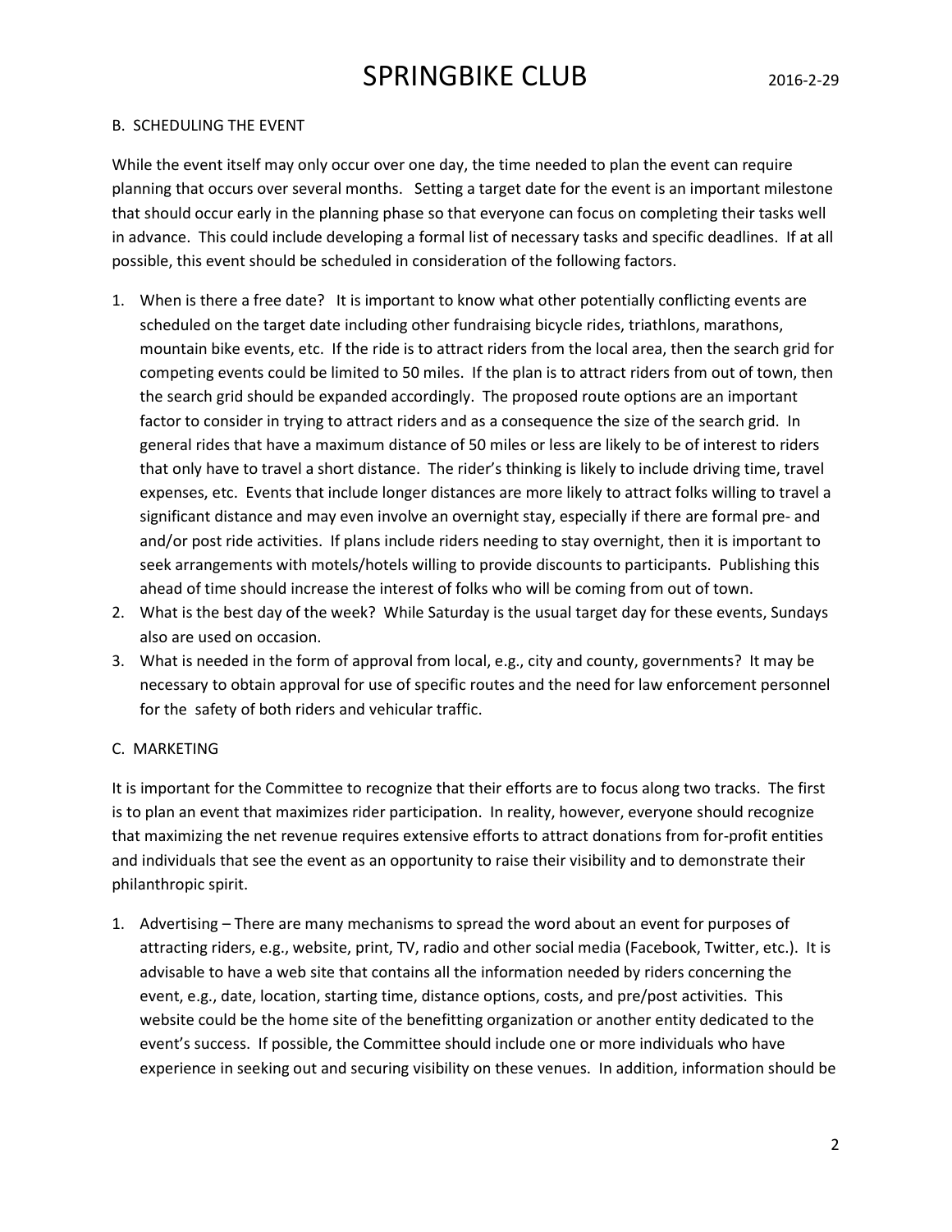## B. SCHEDULING THE EVENT

While the event itself may only occur over one day, the time needed to plan the event can require planning that occurs over several months. Setting a target date for the event is an important milestone that should occur early in the planning phase so that everyone can focus on completing their tasks well in advance. This could include developing a formal list of necessary tasks and specific deadlines. If at all possible, this event should be scheduled in consideration of the following factors.

1. When is there a free date? It is important to know what other potentially conflicting events are scheduled on the target date including other fundraising bicycle rides, triathlons, marathons, mountain bike events, etc. If the ride is to attract riders from the local area, then the search grid for competing events could be limited to 50 miles. If the plan is to attract riders from out of town, then the search grid should be expanded accordingly. The proposed route options are an important factor to consider in trying to attract riders and as a consequence the size of the search grid. In general rides that have a maximum distance of 50 miles or less are likely to be of interest to riders that only have to travel a short distance. The rider's thinking is likely to include driving time, travel expenses, etc. Events that include longer distances are more likely to attract folks willing to travel a significant distance and may even involve an overnight stay, especially if there are formal pre- and and/or post ride activities. If plans include riders needing to stay overnight, then it is important to seek arrangements with motels/hotels willing to provide discounts to participants. Publishing this ahead of time should increase the interest of folks who will be coming from out of town.
2. What is the best day of the week? While Saturday is the usual target day for these events, Sundays also are used on occasion.
3. What is needed in the form of approval from local, e.g., city and county, governments? It may be necessary to obtain approval for use of specific routes and the need for law enforcement personnel for the safety of both riders and vehicular traffic.

## C. MARKETING

It is important for the Committee to recognize that their efforts are to focus along two tracks. The first is to plan an event that maximizes rider participation. In reality, however, everyone should recognize that maximizing the net revenue requires extensive efforts to attract donations from for-profit entities and individuals that see the event as an opportunity to raise their visibility and to demonstrate their philanthropic spirit.

1. Advertising – There are many mechanisms to spread the word about an event for purposes of attracting riders, e.g., website, print, TV, radio and other social media (Facebook, Twitter, etc.). It is advisable to have a web site that contains all the information needed by riders concerning the event, e.g., date, location, starting time, distance options, costs, and pre/post activities. This website could be the home site of the benefitting organization or another entity dedicated to the event's success. If possible, the Committee should include one or more individuals who have experience in seeking out and securing visibility on these venues. In addition, information should be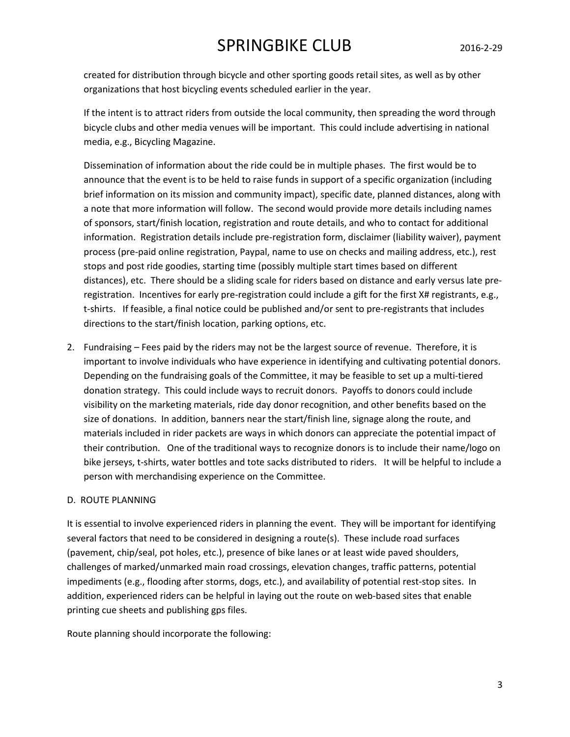created for distribution through bicycle and other sporting goods retail sites, as well as by other organizations that host bicycling events scheduled earlier in the year.

If the intent is to attract riders from outside the local community, then spreading the word through bicycle clubs and other media venues will be important. This could include advertising in national media, e.g., Bicycling Magazine.

Dissemination of information about the ride could be in multiple phases. The first would be to announce that the event is to be held to raise funds in support of a specific organization (including brief information on its mission and community impact), specific date, planned distances, along with a note that more information will follow. The second would provide more details including names of sponsors, start/finish location, registration and route details, and who to contact for additional information. Registration details include pre-registration form, disclaimer (liability waiver), payment process (pre-paid online registration, Paypal, name to use on checks and mailing address, etc.), rest stops and post ride goodies, starting time (possibly multiple start times based on different distances), etc. There should be a sliding scale for riders based on distance and early versus late pre-registration. Incentives for early pre-registration could include a gift for the first X# registrants, e.g., t-shirts. If feasible, a final notice could be published and/or sent to pre-registrants that includes directions to the start/finish location, parking options, etc.

2. Fundraising – Fees paid by the riders may not be the largest source of revenue. Therefore, it is important to involve individuals who have experience in identifying and cultivating potential donors. Depending on the fundraising goals of the Committee, it may be feasible to set up a multi-tiered donation strategy. This could include ways to recruit donors. Payoffs to donors could include visibility on the marketing materials, ride day donor recognition, and other benefits based on the size of donations. In addition, banners near the start/finish line, signage along the route, and materials included in rider packets are ways in which donors can appreciate the potential impact of their contribution. One of the traditional ways to recognize donors is to include their name/logo on bike jerseys, t-shirts, water bottles and tote sacks distributed to riders. It will be helpful to include a person with merchandising experience on the Committee.

D. ROUTE PLANNING

It is essential to involve experienced riders in planning the event. They will be important for identifying several factors that need to be considered in designing a route(s). These include road surfaces (pavement, chip/seal, pot holes, etc.), presence of bike lanes or at least wide paved shoulders, challenges of marked/unmarked main road crossings, elevation changes, traffic patterns, potential impediments (e.g., flooding after storms, dogs, etc.), and availability of potential rest-stop sites. In addition, experienced riders can be helpful in laying out the route on web-based sites that enable printing cue sheets and publishing gps files.

Route planning should incorporate the following: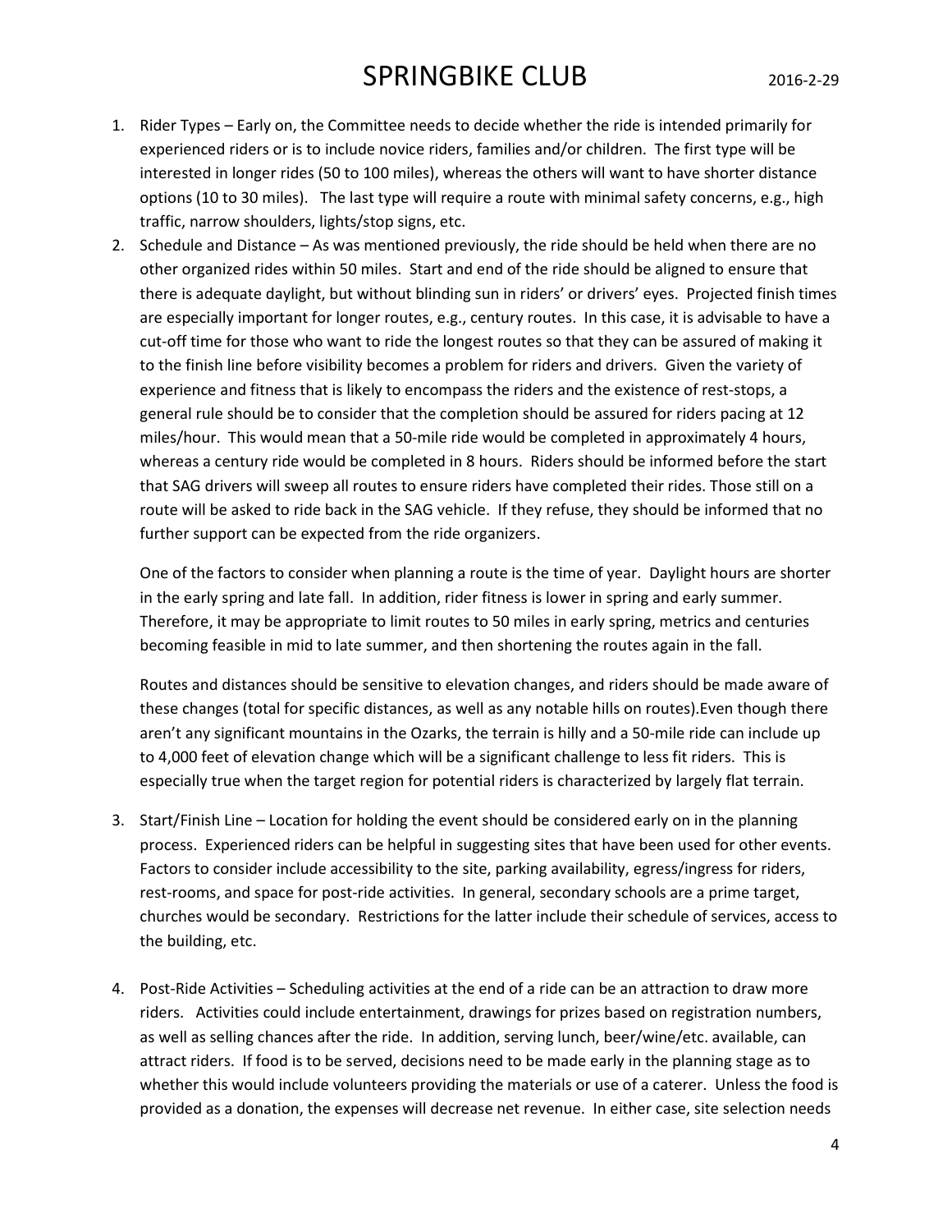1. Rider Types – Early on, the Committee needs to decide whether the ride is intended primarily for experienced riders or is to include novice riders, families and/or children. The first type will be interested in longer rides (50 to 100 miles), whereas the others will want to have shorter distance options (10 to 30 miles). The last type will require a route with minimal safety concerns, e.g., high traffic, narrow shoulders, lights/stop signs, etc.

2. Schedule and Distance – As was mentioned previously, the ride should be held when there are no other organized rides within 50 miles. Start and end of the ride should be aligned to ensure that there is adequate daylight, but without blinding sun in riders' or drivers' eyes. Projected finish times are especially important for longer routes, e.g., century routes. In this case, it is advisable to have a cut-off time for those who want to ride the longest routes so that they can be assured of making it to the finish line before visibility becomes a problem for riders and drivers. Given the variety of experience and fitness that is likely to encompass the riders and the existence of rest-stops, a general rule should be to consider that the completion should be assured for riders pacing at 12 miles/hour. This would mean that a 50-mile ride would be completed in approximately 4 hours, whereas a century ride would be completed in 8 hours. Riders should be informed before the start that SAG drivers will sweep all routes to ensure riders have completed their rides. Those still on a route will be asked to ride back in the SAG vehicle. If they refuse, they should be informed that no further support can be expected from the ride organizers.

   One of the factors to consider when planning a route is the time of year. Daylight hours are shorter in the early spring and late fall. In addition, rider fitness is lower in spring and early summer. Therefore, it may be appropriate to limit routes to 50 miles in early spring, metrics and centuries becoming feasible in mid to late summer, and then shortening the routes again in the fall.

   Routes and distances should be sensitive to elevation changes, and riders should be made aware of these changes (total for specific distances, as well as any notable hills on routes).Even though there aren't any significant mountains in the Ozarks, the terrain is hilly and a 50-mile ride can include up to 4,000 feet of elevation change which will be a significant challenge to less fit riders. This is especially true when the target region for potential riders is characterized by largely flat terrain.

3. Start/Finish Line – Location for holding the event should be considered early on in the planning process. Experienced riders can be helpful in suggesting sites that have been used for other events. Factors to consider include accessibility to the site, parking availability, egress/ingress for riders, rest-rooms, and space for post-ride activities. In general, secondary schools are a prime target, churches would be secondary. Restrictions for the latter include their schedule of services, access to the building, etc.

4. Post-Ride Activities – Scheduling activities at the end of a ride can be an attraction to draw more riders. Activities could include entertainment, drawings for prizes based on registration numbers, as well as selling chances after the ride. In addition, serving lunch, beer/wine/etc. available, can attract riders. If food is to be served, decisions need to be made early in the planning stage as to whether this would include volunteers providing the materials or use of a caterer. Unless the food is provided as a donation, the expenses will decrease net revenue. In either case, site selection needs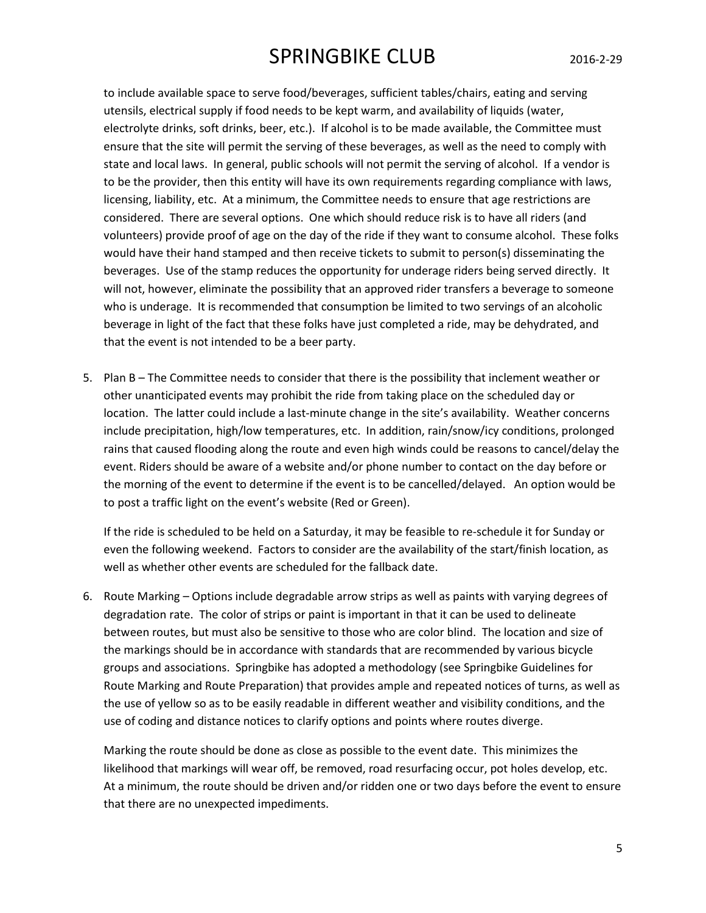to include available space to serve food/beverages, sufficient tables/chairs, eating and serving utensils, electrical supply if food needs to be kept warm, and availability of liquids (water, electrolyte drinks, soft drinks, beer, etc.). If alcohol is to be made available, the Committee must ensure that the site will permit the serving of these beverages, as well as the need to comply with state and local laws. In general, public schools will not permit the serving of alcohol. If a vendor is to be the provider, then this entity will have its own requirements regarding compliance with laws, licensing, liability, etc. At a minimum, the Committee needs to ensure that age restrictions are considered. There are several options. One which should reduce risk is to have all riders (and volunteers) provide proof of age on the day of the ride if they want to consume alcohol. These folks would have their hand stamped and then receive tickets to submit to person(s) disseminating the beverages. Use of the stamp reduces the opportunity for underage riders being served directly. It will not, however, eliminate the possibility that an approved rider transfers a beverage to someone who is underage. It is recommended that consumption be limited to two servings of an alcoholic beverage in light of the fact that these folks have just completed a ride, may be dehydrated, and that the event is not intended to be a beer party.

5. Plan B – The Committee needs to consider that there is the possibility that inclement weather or other unanticipated events may prohibit the ride from taking place on the scheduled day or location. The latter could include a last-minute change in the site's availability. Weather concerns include precipitation, high/low temperatures, etc. In addition, rain/snow/icy conditions, prolonged rains that caused flooding along the route and even high winds could be reasons to cancel/delay the event. Riders should be aware of a website and/or phone number to contact on the day before or the morning of the event to determine if the event is to be cancelled/delayed. An option would be to post a traffic light on the event's website (Red or Green).

   If the ride is scheduled to be held on a Saturday, it may be feasible to re-schedule it for Sunday or even the following weekend. Factors to consider are the availability of the start/finish location, as well as whether other events are scheduled for the fallback date.

6. Route Marking – Options include degradable arrow strips as well as paints with varying degrees of degradation rate. The color of strips or paint is important in that it can be used to delineate between routes, but must also be sensitive to those who are color blind. The location and size of the markings should be in accordance with standards that are recommended by various bicycle groups and associations. Springbike has adopted a methodology (see Springbike Guidelines for Route Marking and Route Preparation) that provides ample and repeated notices of turns, as well as the use of yellow so as to be easily readable in different weather and visibility conditions, and the use of coding and distance notices to clarify options and points where routes diverge.

   Marking the route should be done as close as possible to the event date. This minimizes the likelihood that markings will wear off, be removed, road resurfacing occur, pot holes develop, etc. At a minimum, the route should be driven and/or ridden one or two days before the event to ensure that there are no unexpected impediments.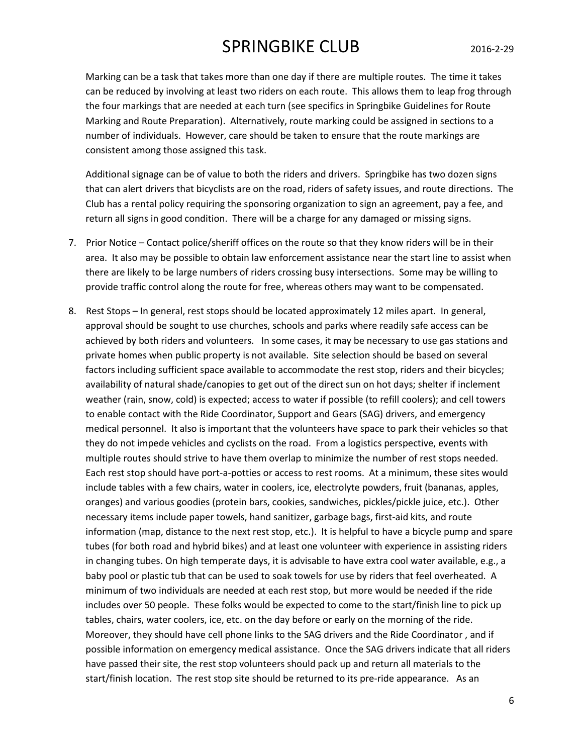Marking can be a task that takes more than one day if there are multiple routes. The time it takes can be reduced by involving at least two riders on each route. This allows them to leap frog through the four markings that are needed at each turn (see specifics in Springbike Guidelines for Route Marking and Route Preparation). Alternatively, route marking could be assigned in sections to a number of individuals. However, care should be taken to ensure that the route markings are consistent among those assigned this task.

Additional signage can be of value to both the riders and drivers. Springbike has two dozen signs that can alert drivers that bicyclists are on the road, riders of safety issues, and route directions. The Club has a rental policy requiring the sponsoring organization to sign an agreement, pay a fee, and return all signs in good condition. There will be a charge for any damaged or missing signs.

7. Prior Notice – Contact police/sheriff offices on the route so that they know riders will be in their area. It also may be possible to obtain law enforcement assistance near the start line to assist when there are likely to be large numbers of riders crossing busy intersections. Some may be willing to provide traffic control along the route for free, whereas others may want to be compensated.

8. Rest Stops – In general, rest stops should be located approximately 12 miles apart. In general, approval should be sought to use churches, schools and parks where readily safe access can be achieved by both riders and volunteers. In some cases, it may be necessary to use gas stations and private homes when public property is not available. Site selection should be based on several factors including sufficient space available to accommodate the rest stop, riders and their bicycles; availability of natural shade/canopies to get out of the direct sun on hot days; shelter if inclement weather (rain, snow, cold) is expected; access to water if possible (to refill coolers); and cell towers to enable contact with the Ride Coordinator, Support and Gears (SAG) drivers, and emergency medical personnel. It also is important that the volunteers have space to park their vehicles so that they do not impede vehicles and cyclists on the road. From a logistics perspective, events with multiple routes should strive to have them overlap to minimize the number of rest stops needed. Each rest stop should have port-a-potties or access to rest rooms. At a minimum, these sites would include tables with a few chairs, water in coolers, ice, electrolyte powders, fruit (bananas, apples, oranges) and various goodies (protein bars, cookies, sandwiches, pickles/pickle juice, etc.). Other necessary items include paper towels, hand sanitizer, garbage bags, first-aid kits, and route information (map, distance to the next rest stop, etc.). It is helpful to have a bicycle pump and spare tubes (for both road and hybrid bikes) and at least one volunteer with experience in assisting riders in changing tubes. On high temperate days, it is advisable to have extra cool water available, e.g., a baby pool or plastic tub that can be used to soak towels for use by riders that feel overheated. A minimum of two individuals are needed at each rest stop, but more would be needed if the ride includes over 50 people. These folks would be expected to come to the start/finish line to pick up tables, chairs, water coolers, ice, etc. on the day before or early on the morning of the ride. Moreover, they should have cell phone links to the SAG drivers and the Ride Coordinator , and if possible information on emergency medical assistance. Once the SAG drivers indicate that all riders have passed their site, the rest stop volunteers should pack up and return all materials to the start/finish location. The rest stop site should be returned to its pre-ride appearance. As an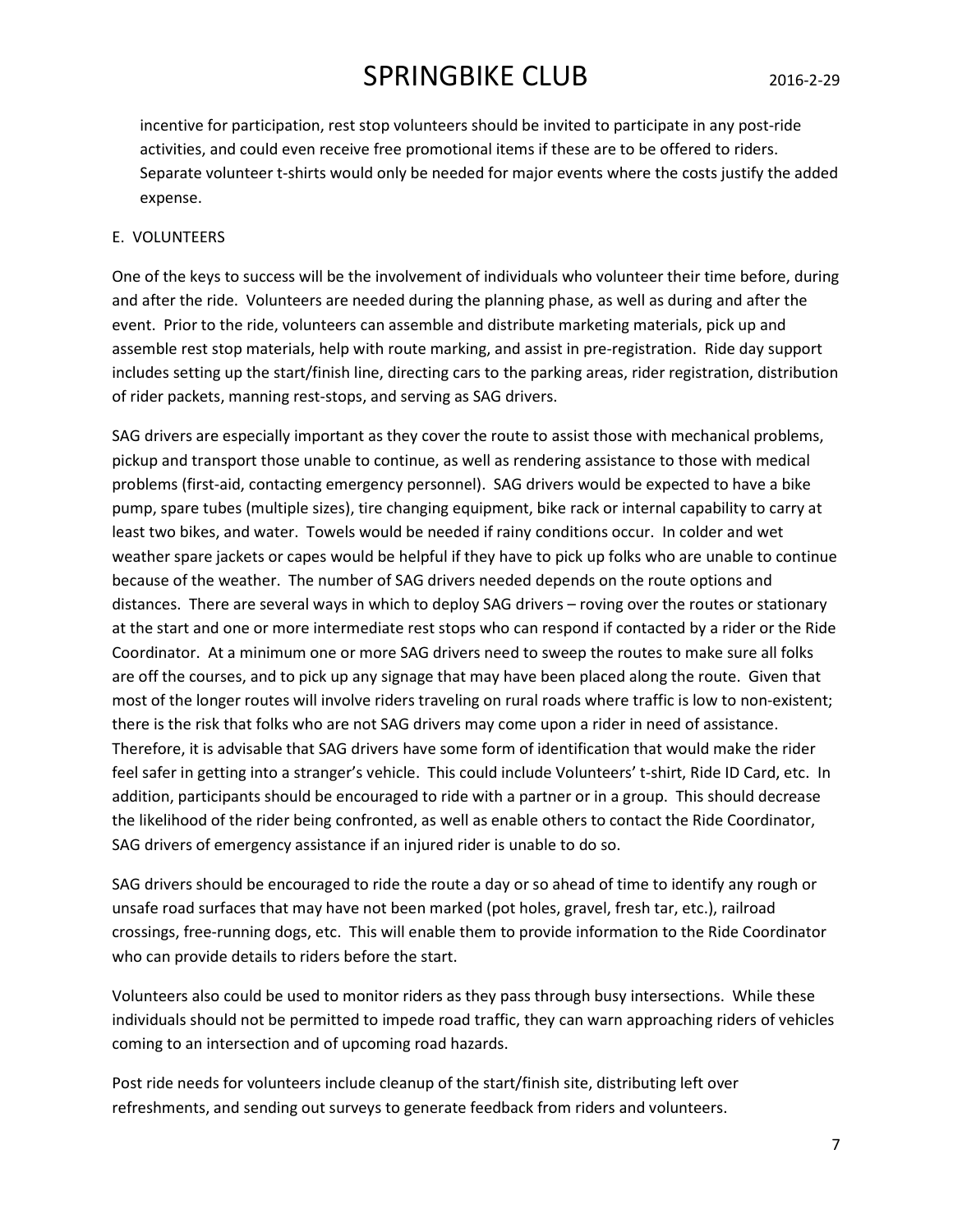incentive for participation, rest stop volunteers should be invited to participate in any post-ride activities, and could even receive free promotional items if these are to be offered to riders. Separate volunteer t-shirts would only be needed for major events where the costs justify the added expense.

E. VOLUNTEERS

One of the keys to success will be the involvement of individuals who volunteer their time before, during and after the ride. Volunteers are needed during the planning phase, as well as during and after the event. Prior to the ride, volunteers can assemble and distribute marketing materials, pick up and assemble rest stop materials, help with route marking, and assist in pre-registration. Ride day support includes setting up the start/finish line, directing cars to the parking areas, rider registration, distribution of rider packets, manning rest-stops, and serving as SAG drivers.

SAG drivers are especially important as they cover the route to assist those with mechanical problems, pickup and transport those unable to continue, as well as rendering assistance to those with medical problems (first-aid, contacting emergency personnel). SAG drivers would be expected to have a bike pump, spare tubes (multiple sizes), tire changing equipment, bike rack or internal capability to carry at least two bikes, and water. Towels would be needed if rainy conditions occur. In colder and wet weather spare jackets or capes would be helpful if they have to pick up folks who are unable to continue because of the weather. The number of SAG drivers needed depends on the route options and distances. There are several ways in which to deploy SAG drivers – roving over the routes or stationary at the start and one or more intermediate rest stops who can respond if contacted by a rider or the Ride Coordinator. At a minimum one or more SAG drivers need to sweep the routes to make sure all folks are off the courses, and to pick up any signage that may have been placed along the route. Given that most of the longer routes will involve riders traveling on rural roads where traffic is low to non-existent; there is the risk that folks who are not SAG drivers may come upon a rider in need of assistance. Therefore, it is advisable that SAG drivers have some form of identification that would make the rider feel safer in getting into a stranger's vehicle. This could include Volunteers' t-shirt, Ride ID Card, etc. In addition, participants should be encouraged to ride with a partner or in a group. This should decrease the likelihood of the rider being confronted, as well as enable others to contact the Ride Coordinator, SAG drivers of emergency assistance if an injured rider is unable to do so.

SAG drivers should be encouraged to ride the route a day or so ahead of time to identify any rough or unsafe road surfaces that may have not been marked (pot holes, gravel, fresh tar, etc.), railroad crossings, free-running dogs, etc. This will enable them to provide information to the Ride Coordinator who can provide details to riders before the start.

Volunteers also could be used to monitor riders as they pass through busy intersections. While these individuals should not be permitted to impede road traffic, they can warn approaching riders of vehicles coming to an intersection and of upcoming road hazards.

Post ride needs for volunteers include cleanup of the start/finish site, distributing left over refreshments, and sending out surveys to generate feedback from riders and volunteers.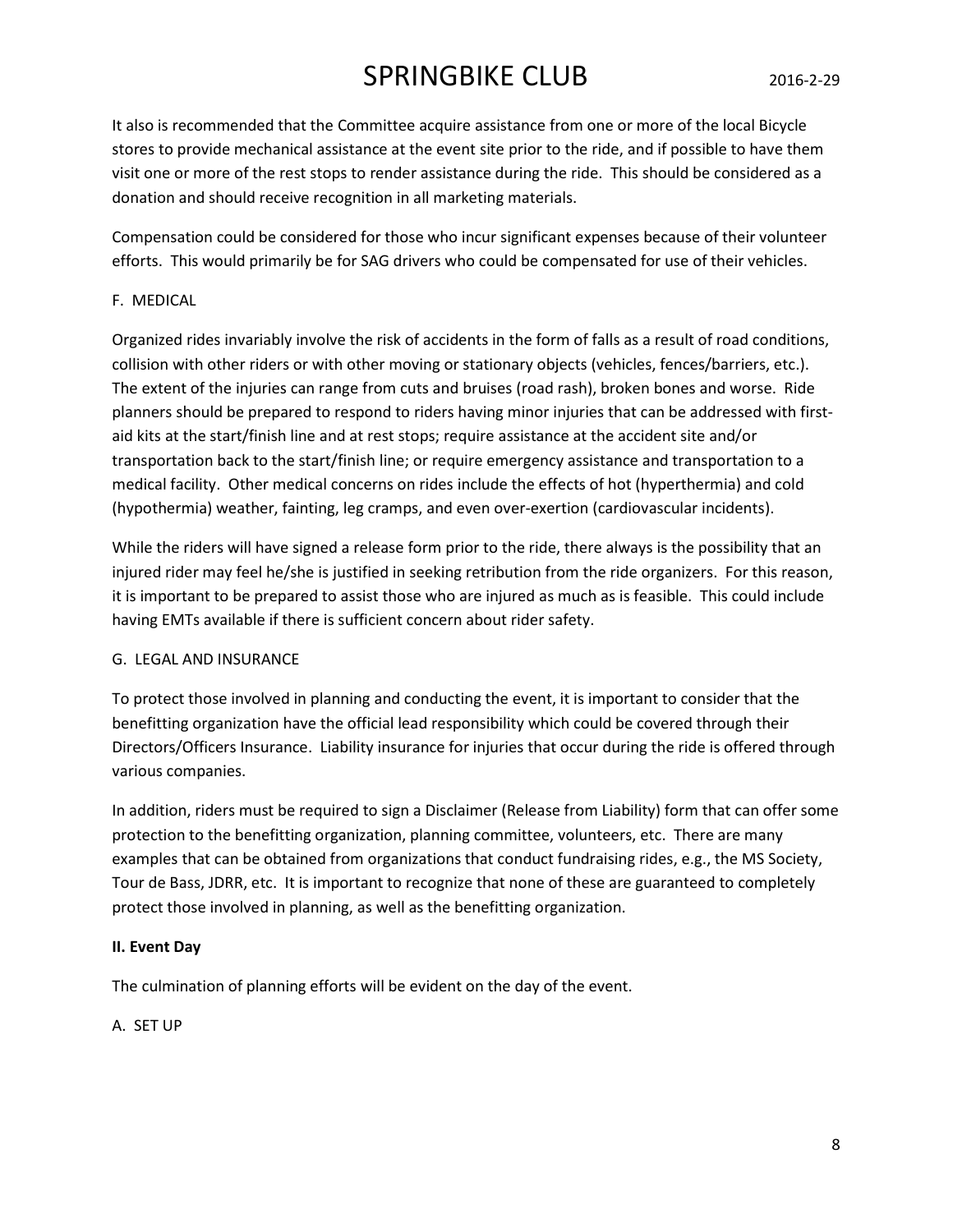It also is recommended that the Committee acquire assistance from one or more of the local Bicycle stores to provide mechanical assistance at the event site prior to the ride, and if possible to have them visit one or more of the rest stops to render assistance during the ride. This should be considered as a donation and should receive recognition in all marketing materials.

Compensation could be considered for those who incur significant expenses because of their volunteer efforts. This would primarily be for SAG drivers who could be compensated for use of their vehicles.

### F. MEDICAL

Organized rides invariably involve the risk of accidents in the form of falls as a result of road conditions, collision with other riders or with other moving or stationary objects (vehicles, fences/barriers, etc.). The extent of the injuries can range from cuts and bruises (road rash), broken bones and worse. Ride planners should be prepared to respond to riders having minor injuries that can be addressed with first-aid kits at the start/finish line and at rest stops; require assistance at the accident site and/or transportation back to the start/finish line; or require emergency assistance and transportation to a medical facility. Other medical concerns on rides include the effects of hot (hyperthermia) and cold (hypothermia) weather, fainting, leg cramps, and even over-exertion (cardiovascular incidents).

While the riders will have signed a release form prior to the ride, there always is the possibility that an injured rider may feel he/she is justified in seeking retribution from the ride organizers. For this reason, it is important to be prepared to assist those who are injured as much as is feasible. This could include having EMTs available if there is sufficient concern about rider safety.

### G. LEGAL AND INSURANCE

To protect those involved in planning and conducting the event, it is important to consider that the benefitting organization have the official lead responsibility which could be covered through their Directors/Officers Insurance. Liability insurance for injuries that occur during the ride is offered through various companies.

In addition, riders must be required to sign a Disclaimer (Release from Liability) form that can offer some protection to the benefitting organization, planning committee, volunteers, etc. There are many examples that can be obtained from organizations that conduct fundraising rides, e.g., the MS Society, Tour de Bass, JDRR, etc. It is important to recognize that none of these are guaranteed to completely protect those involved in planning, as well as the benefitting organization.

## II. Event Day

The culmination of planning efforts will be evident on the day of the event.

### A. SET UP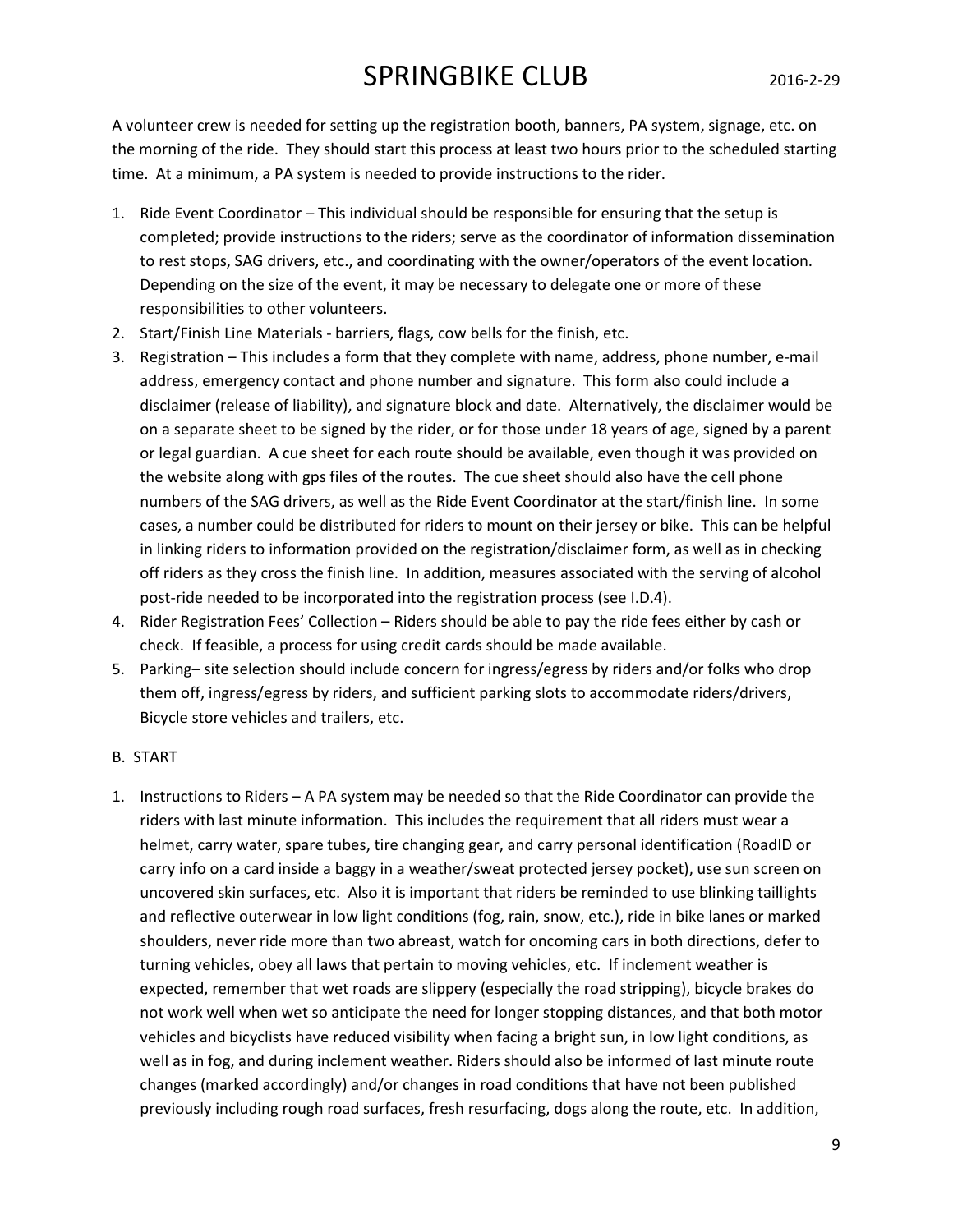A volunteer crew is needed for setting up the registration booth, banners, PA system, signage, etc. on the morning of the ride. They should start this process at least two hours prior to the scheduled starting time. At a minimum, a PA system is needed to provide instructions to the rider.

1. Ride Event Coordinator – This individual should be responsible for ensuring that the setup is completed; provide instructions to the riders; serve as the coordinator of information dissemination to rest stops, SAG drivers, etc., and coordinating with the owner/operators of the event location. Depending on the size of the event, it may be necessary to delegate one or more of these responsibilities to other volunteers.
2. Start/Finish Line Materials - barriers, flags, cow bells for the finish, etc.
3. Registration – This includes a form that they complete with name, address, phone number, e-mail address, emergency contact and phone number and signature. This form also could include a disclaimer (release of liability), and signature block and date. Alternatively, the disclaimer would be on a separate sheet to be signed by the rider, or for those under 18 years of age, signed by a parent or legal guardian. A cue sheet for each route should be available, even though it was provided on the website along with gps files of the routes. The cue sheet should also have the cell phone numbers of the SAG drivers, as well as the Ride Event Coordinator at the start/finish line. In some cases, a number could be distributed for riders to mount on their jersey or bike. This can be helpful in linking riders to information provided on the registration/disclaimer form, as well as in checking off riders as they cross the finish line. In addition, measures associated with the serving of alcohol post-ride needed to be incorporated into the registration process (see I.D.4).
4. Rider Registration Fees' Collection – Riders should be able to pay the ride fees either by cash or check. If feasible, a process for using credit cards should be made available.
5. Parking– site selection should include concern for ingress/egress by riders and/or folks who drop them off, ingress/egress by riders, and sufficient parking slots to accommodate riders/drivers, Bicycle store vehicles and trailers, etc.

B. START

1. Instructions to Riders – A PA system may be needed so that the Ride Coordinator can provide the riders with last minute information. This includes the requirement that all riders must wear a helmet, carry water, spare tubes, tire changing gear, and carry personal identification (RoadID or carry info on a card inside a baggy in a weather/sweat protected jersey pocket), use sun screen on uncovered skin surfaces, etc. Also it is important that riders be reminded to use blinking taillights and reflective outerwear in low light conditions (fog, rain, snow, etc.), ride in bike lanes or marked shoulders, never ride more than two abreast, watch for oncoming cars in both directions, defer to turning vehicles, obey all laws that pertain to moving vehicles, etc. If inclement weather is expected, remember that wet roads are slippery (especially the road stripping), bicycle brakes do not work well when wet so anticipate the need for longer stopping distances, and that both motor vehicles and bicyclists have reduced visibility when facing a bright sun, in low light conditions, as well as in fog, and during inclement weather. Riders should also be informed of last minute route changes (marked accordingly) and/or changes in road conditions that have not been published previously including rough road surfaces, fresh resurfacing, dogs along the route, etc. In addition,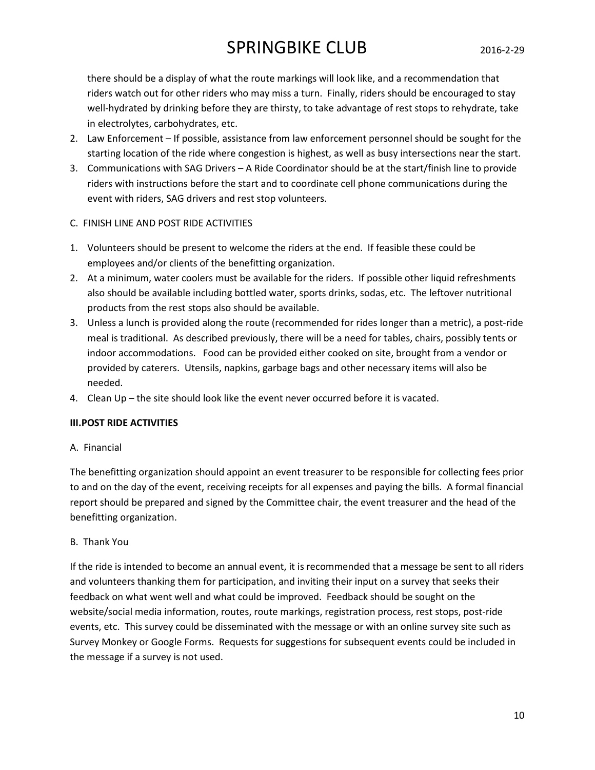there should be a display of what the route markings will look like, and a recommendation that riders watch out for other riders who may miss a turn. Finally, riders should be encouraged to stay well-hydrated by drinking before they are thirsty, to take advantage of rest stops to rehydrate, take in electrolytes, carbohydrates, etc.

2. Law Enforcement – If possible, assistance from law enforcement personnel should be sought for the starting location of the ride where congestion is highest, as well as busy intersections near the start.
3. Communications with SAG Drivers – A Ride Coordinator should be at the start/finish line to provide riders with instructions before the start and to coordinate cell phone communications during the event with riders, SAG drivers and rest stop volunteers.

C. FINISH LINE AND POST RIDE ACTIVITIES

1. Volunteers should be present to welcome the riders at the end. If feasible these could be employees and/or clients of the benefitting organization.
2. At a minimum, water coolers must be available for the riders. If possible other liquid refreshments also should be available including bottled water, sports drinks, sodas, etc. The leftover nutritional products from the rest stops also should be available.
3. Unless a lunch is provided along the route (recommended for rides longer than a metric), a post-ride meal is traditional. As described previously, there will be a need for tables, chairs, possibly tents or indoor accommodations. Food can be provided either cooked on site, brought from a vendor or provided by caterers. Utensils, napkins, garbage bags and other necessary items will also be needed.
4. Clean Up – the site should look like the event never occurred before it is vacated.

**III.POST RIDE ACTIVITIES**

A. Financial

The benefitting organization should appoint an event treasurer to be responsible for collecting fees prior to and on the day of the event, receiving receipts for all expenses and paying the bills. A formal financial report should be prepared and signed by the Committee chair, the event treasurer and the head of the benefitting organization.

B. Thank You

If the ride is intended to become an annual event, it is recommended that a message be sent to all riders and volunteers thanking them for participation, and inviting their input on a survey that seeks their feedback on what went well and what could be improved. Feedback should be sought on the website/social media information, routes, route markings, registration process, rest stops, post-ride events, etc. This survey could be disseminated with the message or with an online survey site such as Survey Monkey or Google Forms. Requests for suggestions for subsequent events could be included in the message if a survey is not used.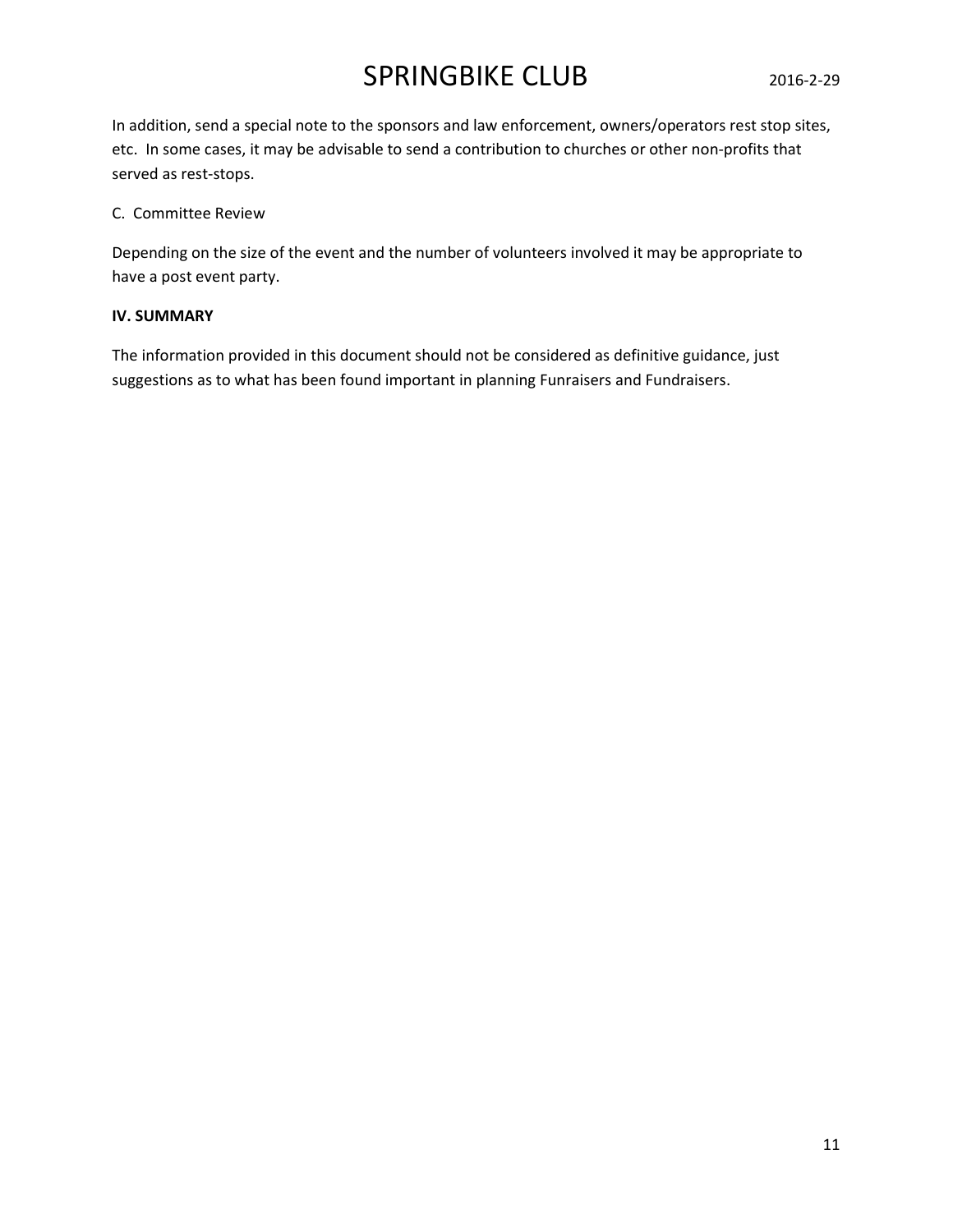In addition, send a special note to the sponsors and law enforcement, owners/operators rest stop sites, etc. In some cases, it may be advisable to send a contribution to churches or other non-profits that served as rest-stops.

C. Committee Review

Depending on the size of the event and the number of volunteers involved it may be appropriate to have a post event party.

**IV. SUMMARY**

The information provided in this document should not be considered as definitive guidance, just suggestions as to what has been found important in planning Funraisers and Fundraisers.